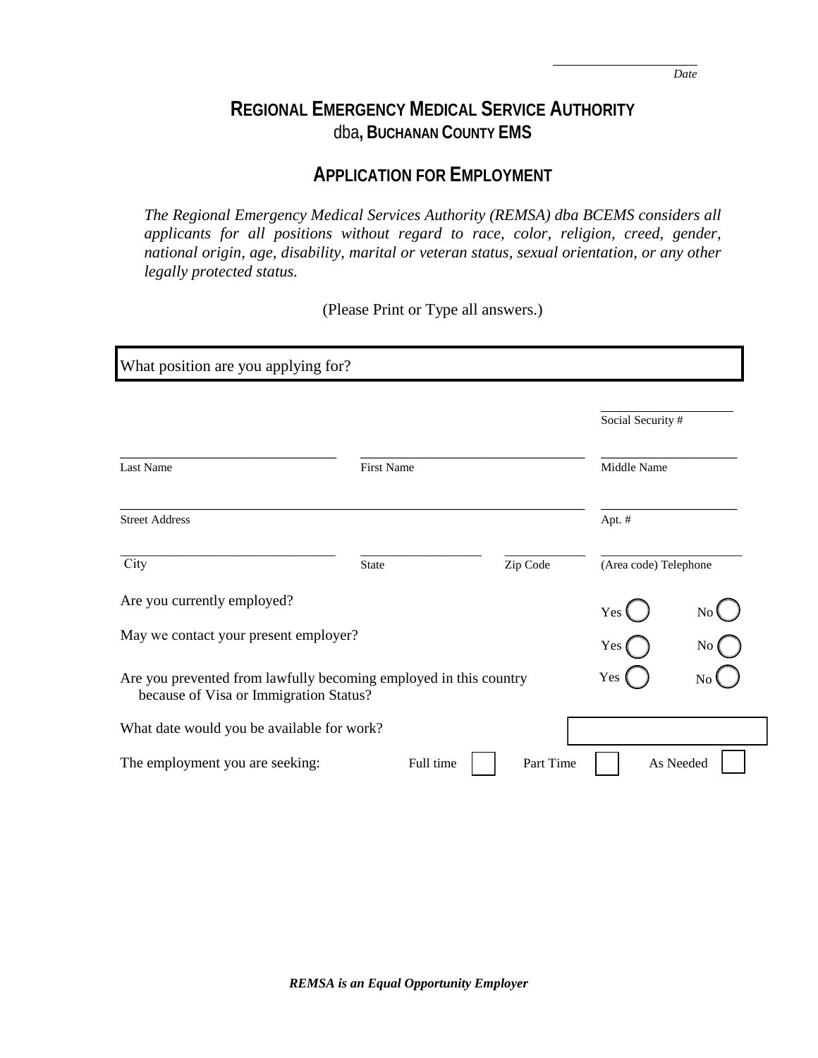Date

# REGIONAL EMERGENCY MEDICAL SERVICE AUTHORITY
## dba, BUCHANAN COUNTY EMS

## APPLICATION FOR EMPLOYMENT

*The Regional Emergency Medical Services Authority (REMSA) dba BCEMS considers all applicants for all positions without regard to race, color, religion, creed, gender, national origin, age, disability, marital or veteran status, sexual orientation, or any other legally protected status.*

(Please Print or Type all answers.)

What position are you applying for?

Social Security #

Last Name | First Name | Middle Name

Street Address | Apt. #

City | State | Zip Code | (Area code) Telephone

Are you currently employed? Yes ◯ No ◯

May we contact your present employer? Yes ◯ No ◯

Are you prevented from lawfully becoming employed in this country because of Visa or Immigration Status? Yes ◯ No ◯

What date would you be available for work?

The employment you are seeking: Full time ☐ Part Time ☐ As Needed ☐

***REMSA is an Equal Opportunity Employer***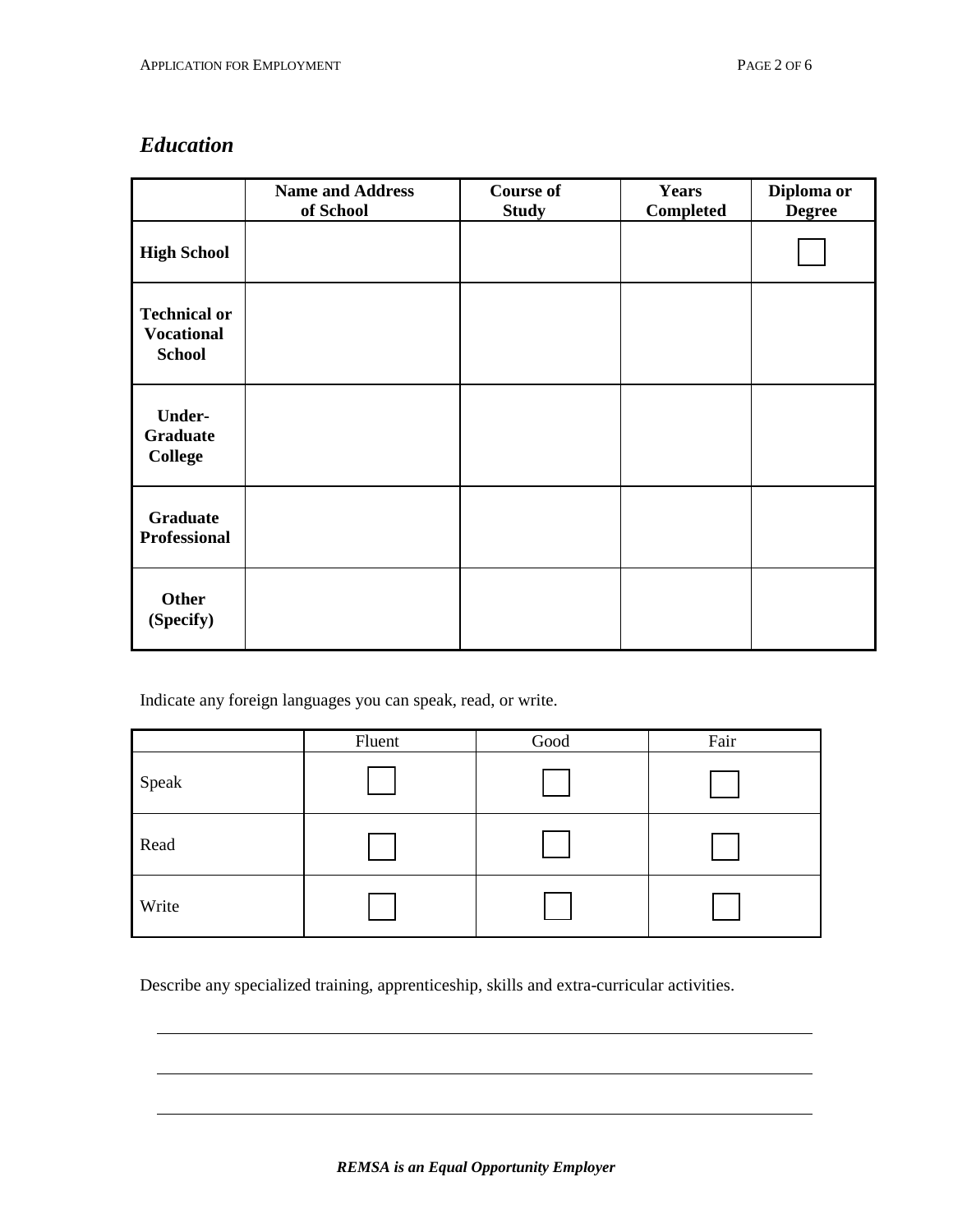## *Education*

| | Name and Address of School | Course of Study | Years Completed | Diploma or Degree |
|---|---|---|---|---|
| **High School** | | | | ☐ |
| **Technical or Vocational School** | | | | |
| **Under-Graduate College** | | | | |
| **Graduate Professional** | | | | |
| **Other (Specify)** | | | | |

Indicate any foreign languages you can speak, read, or write.

| | Fluent | Good | Fair |
|---|---|---|---|
| Speak | ☐ | ☐ | ☐ |
| Read | ☐ | ☐ | ☐ |
| Write | ☐ | ☐ | ☐ |

Describe any specialized training, apprenticeship, skills and extra-curricular activities.

\_\_\_\_\_\_\_\_\_\_\_\_\_\_\_\_\_\_\_\_\_\_\_\_\_\_\_\_\_\_\_\_\_\_\_\_\_\_\_\_\_\_\_\_\_\_\_\_\_\_\_\_\_\_\_\_\_\_\_\_\_\_\_\_\_\_\_\_\_\_\_\_\_\_\_\_\_\_

\_\_\_\_\_\_\_\_\_\_\_\_\_\_\_\_\_\_\_\_\_\_\_\_\_\_\_\_\_\_\_\_\_\_\_\_\_\_\_\_\_\_\_\_\_\_\_\_\_\_\_\_\_\_\_\_\_\_\_\_\_\_\_\_\_\_\_\_\_\_\_\_\_\_\_\_\_\_

\_\_\_\_\_\_\_\_\_\_\_\_\_\_\_\_\_\_\_\_\_\_\_\_\_\_\_\_\_\_\_\_\_\_\_\_\_\_\_\_\_\_\_\_\_\_\_\_\_\_\_\_\_\_\_\_\_\_\_\_\_\_\_\_\_\_\_\_\_\_\_\_\_\_\_\_\_\_

***REMSA is an Equal Opportunity Employer***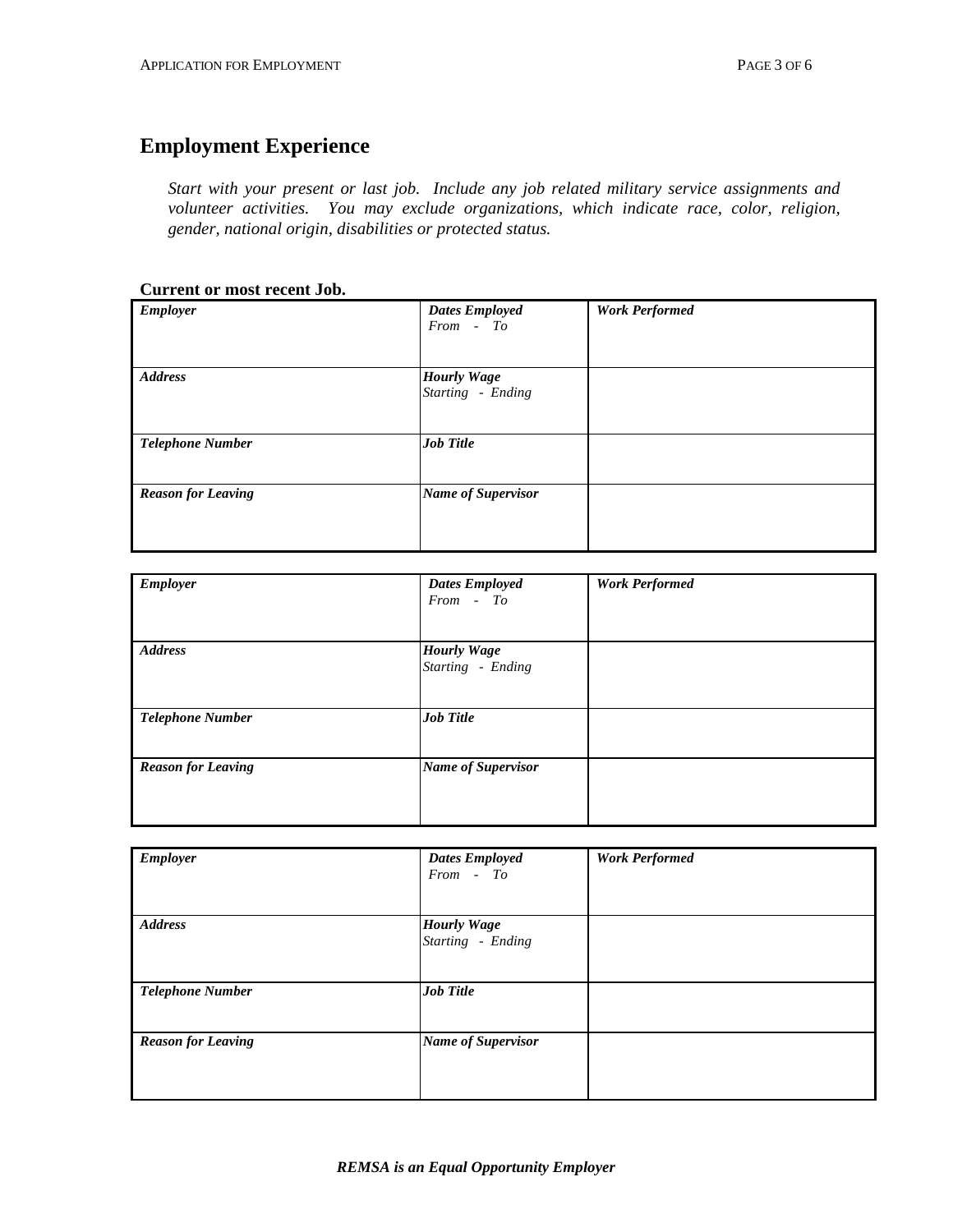## Employment Experience

*Start with your present or last job. Include any job related military service assignments and volunteer activities. You may exclude organizations, which indicate race, color, religion, gender, national origin, disabilities or protected status.*

**Current or most recent Job.**

| ***Employer*** | ***Dates Employed*** *From - To* | ***Work Performed*** |
|---|---|---|
| ***Address*** | ***Hourly Wage*** *Starting - Ending* | |
| ***Telephone Number*** | ***Job Title*** | |
| ***Reason for Leaving*** | ***Name of Supervisor*** | |

| ***Employer*** | ***Dates Employed*** *From - To* | ***Work Performed*** |
|---|---|---|
| ***Address*** | ***Hourly Wage*** *Starting - Ending* | |
| ***Telephone Number*** | ***Job Title*** | |
| ***Reason for Leaving*** | ***Name of Supervisor*** | |

| ***Employer*** | ***Dates Employed*** *From - To* | ***Work Performed*** |
|---|---|---|
| ***Address*** | ***Hourly Wage*** *Starting - Ending* | |
| ***Telephone Number*** | ***Job Title*** | |
| ***Reason for Leaving*** | ***Name of Supervisor*** | |

***REMSA is an Equal Opportunity Employer***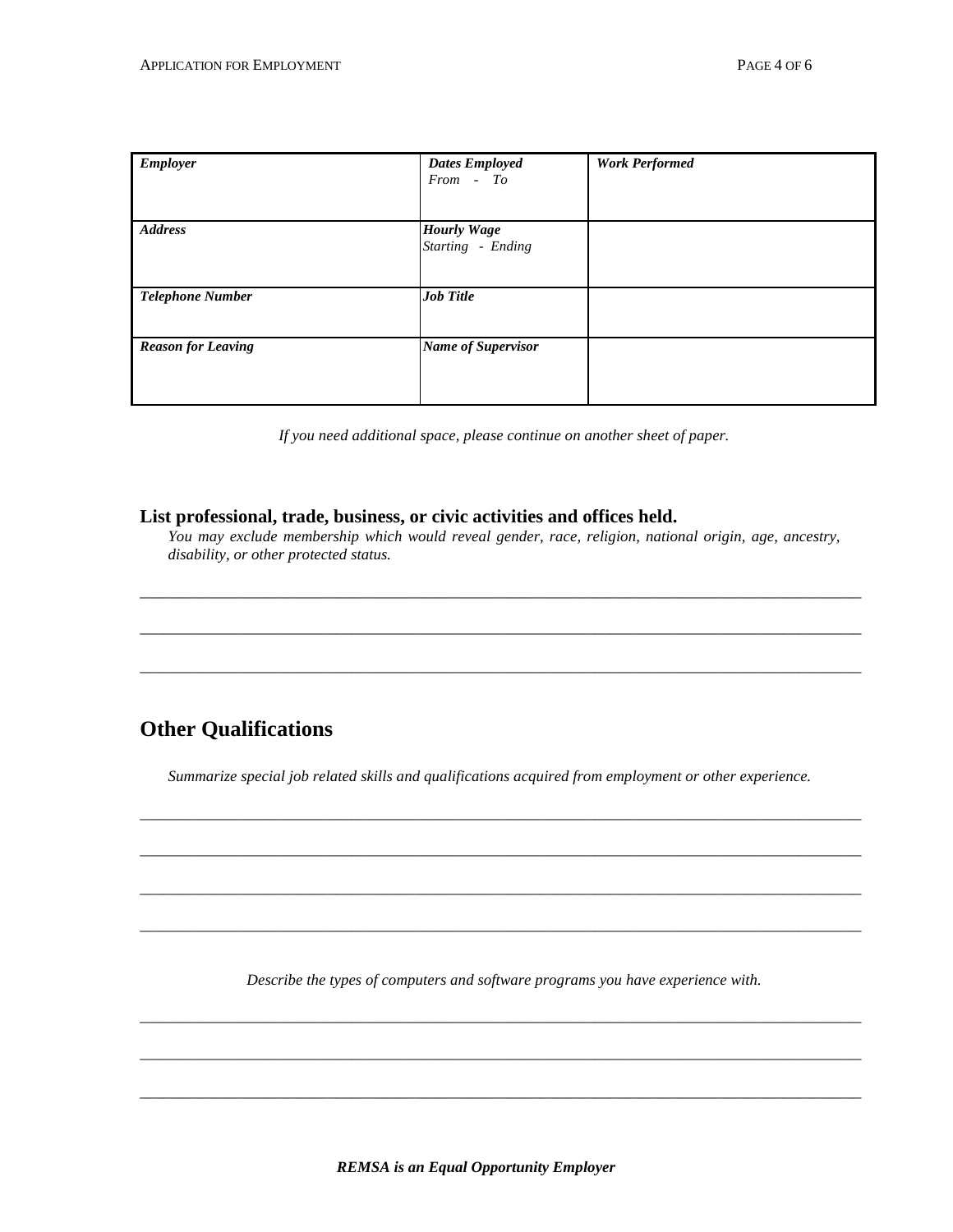| *Employer* | *Dates Employed* *From - To* | *Work Performed* |
|---|---|---|
| *Address* | *Hourly Wage* *Starting - Ending* | |
| *Telephone Number* | *Job Title* | |
| *Reason for Leaving* | *Name of Supervisor* | |

*If you need additional space, please continue on another sheet of paper.*

**List professional, trade, business, or civic activities and offices held.**

*You may exclude membership which would reveal gender, race, religion, national origin, age, ancestry, disability, or other protected status.*

\_\_\_\_\_\_\_\_\_\_\_\_\_\_\_\_\_\_\_\_\_\_\_\_\_\_\_\_\_\_\_\_\_\_\_\_\_\_\_\_\_\_\_\_\_\_\_\_\_\_\_\_\_\_\_\_\_\_\_\_\_\_\_\_\_\_\_\_\_\_\_\_\_\_\_\_\_\_

\_\_\_\_\_\_\_\_\_\_\_\_\_\_\_\_\_\_\_\_\_\_\_\_\_\_\_\_\_\_\_\_\_\_\_\_\_\_\_\_\_\_\_\_\_\_\_\_\_\_\_\_\_\_\_\_\_\_\_\_\_\_\_\_\_\_\_\_\_\_\_\_\_\_\_\_\_\_

\_\_\_\_\_\_\_\_\_\_\_\_\_\_\_\_\_\_\_\_\_\_\_\_\_\_\_\_\_\_\_\_\_\_\_\_\_\_\_\_\_\_\_\_\_\_\_\_\_\_\_\_\_\_\_\_\_\_\_\_\_\_\_\_\_\_\_\_\_\_\_\_\_\_\_\_\_\_

## Other Qualifications

*Summarize special job related skills and qualifications acquired from employment or other experience.*

\_\_\_\_\_\_\_\_\_\_\_\_\_\_\_\_\_\_\_\_\_\_\_\_\_\_\_\_\_\_\_\_\_\_\_\_\_\_\_\_\_\_\_\_\_\_\_\_\_\_\_\_\_\_\_\_\_\_\_\_\_\_\_\_\_\_\_\_\_\_\_\_\_\_\_\_\_\_

\_\_\_\_\_\_\_\_\_\_\_\_\_\_\_\_\_\_\_\_\_\_\_\_\_\_\_\_\_\_\_\_\_\_\_\_\_\_\_\_\_\_\_\_\_\_\_\_\_\_\_\_\_\_\_\_\_\_\_\_\_\_\_\_\_\_\_\_\_\_\_\_\_\_\_\_\_\_

\_\_\_\_\_\_\_\_\_\_\_\_\_\_\_\_\_\_\_\_\_\_\_\_\_\_\_\_\_\_\_\_\_\_\_\_\_\_\_\_\_\_\_\_\_\_\_\_\_\_\_\_\_\_\_\_\_\_\_\_\_\_\_\_\_\_\_\_\_\_\_\_\_\_\_\_\_\_

\_\_\_\_\_\_\_\_\_\_\_\_\_\_\_\_\_\_\_\_\_\_\_\_\_\_\_\_\_\_\_\_\_\_\_\_\_\_\_\_\_\_\_\_\_\_\_\_\_\_\_\_\_\_\_\_\_\_\_\_\_\_\_\_\_\_\_\_\_\_\_\_\_\_\_\_\_\_

*Describe the types of computers and software programs you have experience with.*

\_\_\_\_\_\_\_\_\_\_\_\_\_\_\_\_\_\_\_\_\_\_\_\_\_\_\_\_\_\_\_\_\_\_\_\_\_\_\_\_\_\_\_\_\_\_\_\_\_\_\_\_\_\_\_\_\_\_\_\_\_\_\_\_\_\_\_\_\_\_\_\_\_\_\_\_\_\_

\_\_\_\_\_\_\_\_\_\_\_\_\_\_\_\_\_\_\_\_\_\_\_\_\_\_\_\_\_\_\_\_\_\_\_\_\_\_\_\_\_\_\_\_\_\_\_\_\_\_\_\_\_\_\_\_\_\_\_\_\_\_\_\_\_\_\_\_\_\_\_\_\_\_\_\_\_\_

\_\_\_\_\_\_\_\_\_\_\_\_\_\_\_\_\_\_\_\_\_\_\_\_\_\_\_\_\_\_\_\_\_\_\_\_\_\_\_\_\_\_\_\_\_\_\_\_\_\_\_\_\_\_\_\_\_\_\_\_\_\_\_\_\_\_\_\_\_\_\_\_\_\_\_\_\_\_

***REMSA is an Equal Opportunity Employer***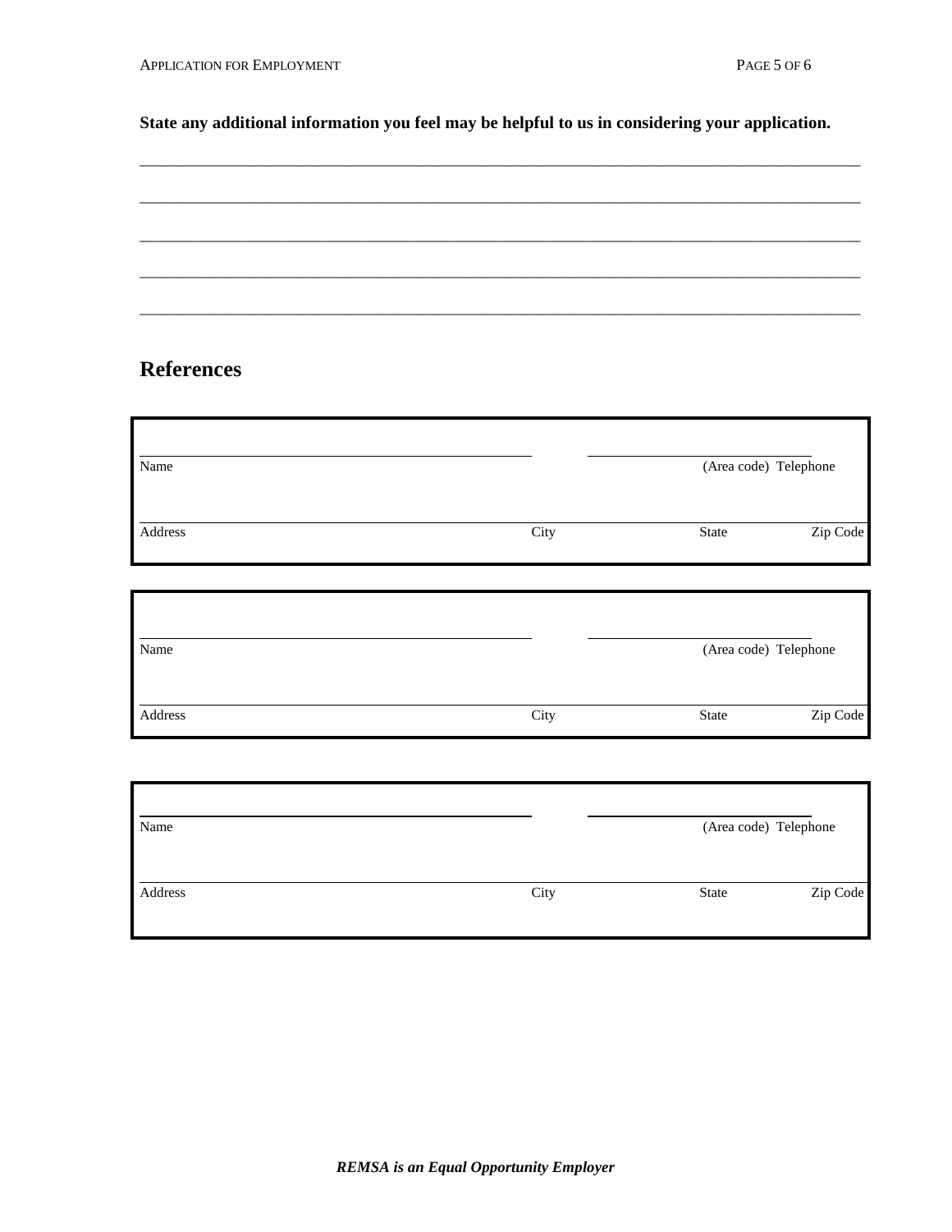**State any additional information you feel may be helpful to us in considering your application.**

\_\_\_\_\_\_\_\_\_\_\_\_\_\_\_\_\_\_\_\_\_\_\_\_\_\_\_\_\_\_\_\_\_\_\_\_\_\_\_\_\_\_\_\_\_\_\_\_\_\_\_\_\_\_\_\_\_\_\_\_\_\_\_\_\_\_\_\_\_\_\_\_\_\_\_\_\_\_\_\_\_\_\_\_\_\_

\_\_\_\_\_\_\_\_\_\_\_\_\_\_\_\_\_\_\_\_\_\_\_\_\_\_\_\_\_\_\_\_\_\_\_\_\_\_\_\_\_\_\_\_\_\_\_\_\_\_\_\_\_\_\_\_\_\_\_\_\_\_\_\_\_\_\_\_\_\_\_\_\_\_\_\_\_\_\_\_\_\_\_\_\_\_

\_\_\_\_\_\_\_\_\_\_\_\_\_\_\_\_\_\_\_\_\_\_\_\_\_\_\_\_\_\_\_\_\_\_\_\_\_\_\_\_\_\_\_\_\_\_\_\_\_\_\_\_\_\_\_\_\_\_\_\_\_\_\_\_\_\_\_\_\_\_\_\_\_\_\_\_\_\_\_\_\_\_\_\_\_\_

\_\_\_\_\_\_\_\_\_\_\_\_\_\_\_\_\_\_\_\_\_\_\_\_\_\_\_\_\_\_\_\_\_\_\_\_\_\_\_\_\_\_\_\_\_\_\_\_\_\_\_\_\_\_\_\_\_\_\_\_\_\_\_\_\_\_\_\_\_\_\_\_\_\_\_\_\_\_\_\_\_\_\_\_\_\_

\_\_\_\_\_\_\_\_\_\_\_\_\_\_\_\_\_\_\_\_\_\_\_\_\_\_\_\_\_\_\_\_\_\_\_\_\_\_\_\_\_\_\_\_\_\_\_\_\_\_\_\_\_\_\_\_\_\_\_\_\_\_\_\_\_\_\_\_\_\_\_\_\_\_\_\_\_\_\_\_\_\_\_\_\_\_

## References

| Name | | (Area code) Telephone | |
|---|---|---|---|
| Address | City | State | Zip Code |

| Name | | (Area code) Telephone | |
|---|---|---|---|
| Address | City | State | Zip Code |

| Name | | (Area code) Telephone | |
|---|---|---|---|
| Address | City | State | Zip Code |

***REMSA is an Equal Opportunity Employer***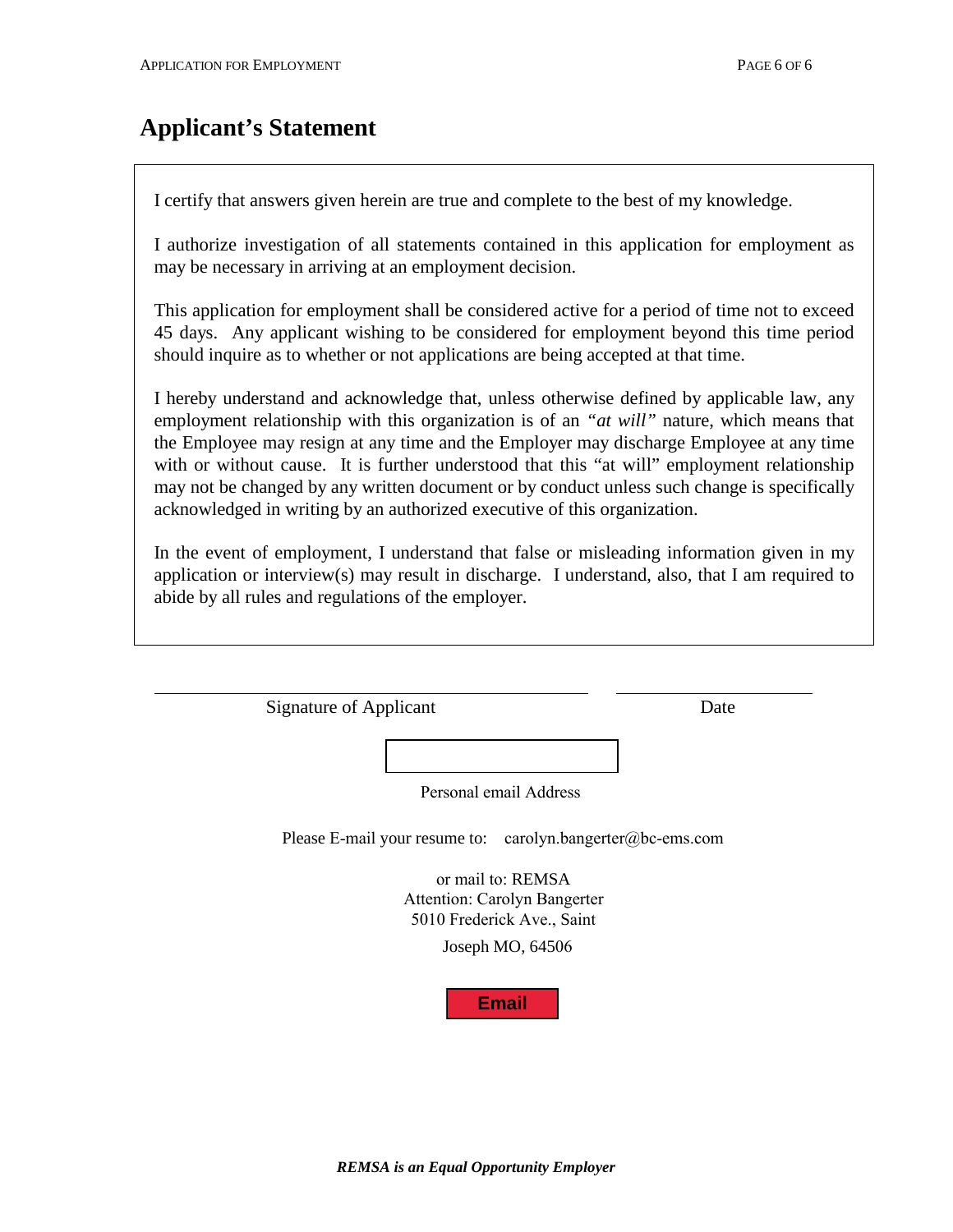## Applicant's Statement

I certify that answers given herein are true and complete to the best of my knowledge.

I authorize investigation of all statements contained in this application for employment as may be necessary in arriving at an employment decision.

This application for employment shall be considered active for a period of time not to exceed 45 days. Any applicant wishing to be considered for employment beyond this time period should inquire as to whether or not applications are being accepted at that time.

I hereby understand and acknowledge that, unless otherwise defined by applicable law, any employment relationship with this organization is of an *"at will"* nature, which means that the Employee may resign at any time and the Employer may discharge Employee at any time with or without cause. It is further understood that this "at will" employment relationship may not be changed by any written document or by conduct unless such change is specifically acknowledged in writing by an authorized executive of this organization.

In the event of employment, I understand that false or misleading information given in my application or interview(s) may result in discharge. I understand, also, that I am required to abide by all rules and regulations of the employer.

Signature of Applicant ______________________ Date ____________

Personal email Address ____________

Please E-mail your resume to: carolyn.bangerter@bc-ems.com

or mail to: REMSA
Attention: Carolyn Bangerter
5010 Frederick Ave., Saint
Joseph MO, 64506

Email

***REMSA is an Equal Opportunity Employer***